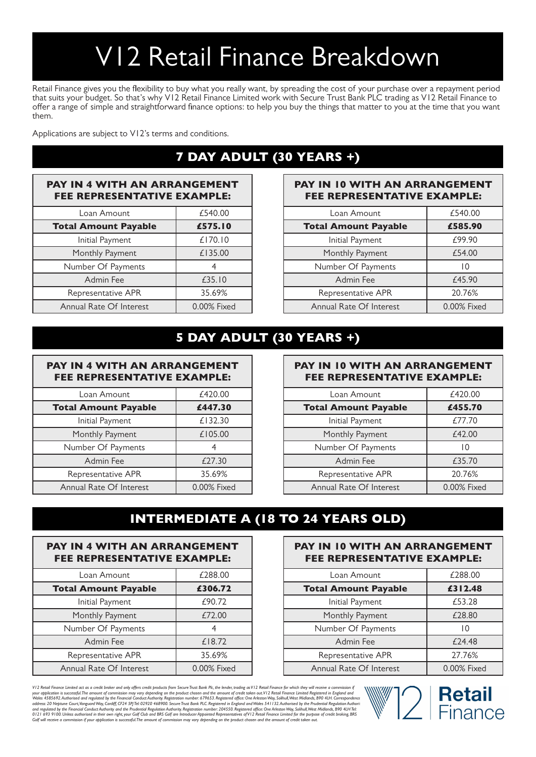# V12 Retail Finance Breakdown

Retail Finance gives you the flexibility to buy what you really want, by spreading the cost of your purchase over a repayment period that suits your budget. So that's why V12 Retail Finance Limited work with Secure Trust Bank PLC trading as V12 Retail Finance to offer a range of simple and straightforward finance options: to help you buy the things that matter to you at the time that you want them.

Applications are subject to V12's terms and conditions.

## 7 DAY ADULT (30 YEARS +)

| PAY IN 4 WITH AN ARRANGEMENT FEE REPRESENTATIVE EXAMPLE: | |
|---|---|
| Loan Amount | £540.00 |
| **Total Amount Payable** | **£575.10** |
| Initial Payment | £170.10 |
| Monthly Payment | £135.00 |
| Number Of Payments | 4 |
| Admin Fee | £35.10 |
| Representative APR | 35.69% |
| Annual Rate Of Interest | 0.00% Fixed |

| PAY IN 10 WITH AN ARRANGEMENT FEE REPRESENTATIVE EXAMPLE: | |
|---|---|
| Loan Amount | £540.00 |
| **Total Amount Payable** | **£585.90** |
| Initial Payment | £99.90 |
| Monthly Payment | £54.00 |
| Number Of Payments | 10 |
| Admin Fee | £45.90 |
| Representative APR | 20.76% |
| Annual Rate Of Interest | 0.00% Fixed |

## 5 DAY ADULT (30 YEARS +)

| PAY IN 4 WITH AN ARRANGEMENT FEE REPRESENTATIVE EXAMPLE: | |
|---|---|
| Loan Amount | £420.00 |
| **Total Amount Payable** | **£447.30** |
| Initial Payment | £132.30 |
| Monthly Payment | £105.00 |
| Number Of Payments | 4 |
| Admin Fee | £27.30 |
| Representative APR | 35.69% |
| Annual Rate Of Interest | 0.00% Fixed |

| PAY IN 10 WITH AN ARRANGEMENT FEE REPRESENTATIVE EXAMPLE: | |
|---|---|
| Loan Amount | £420.00 |
| **Total Amount Payable** | **£455.70** |
| Initial Payment | £77.70 |
| Monthly Payment | £42.00 |
| Number Of Payments | 10 |
| Admin Fee | £35.70 |
| Representative APR | 20.76% |
| Annual Rate Of Interest | 0.00% Fixed |

## INTERMEDIATE A (18 TO 24 YEARS OLD)

| PAY IN 4 WITH AN ARRANGEMENT FEE REPRESENTATIVE EXAMPLE: | |
|---|---|
| Loan Amount | £288.00 |
| **Total Amount Payable** | **£306.72** |
| Initial Payment | £90.72 |
| Monthly Payment | £72.00 |
| Number Of Payments | 4 |
| Admin Fee | £18.72 |
| Representative APR | 35.69% |
| Annual Rate Of Interest | 0.00% Fixed |

| PAY IN 10 WITH AN ARRANGEMENT FEE REPRESENTATIVE EXAMPLE: | |
|---|---|
| Loan Amount | £288.00 |
| **Total Amount Payable** | **£312.48** |
| Initial Payment | £53.28 |
| Monthly Payment | £28.80 |
| Number Of Payments | 10 |
| Admin Fee | £24.48 |
| Representative APR | 27.76% |
| Annual Rate Of Interest | 0.00% Fixed |

*V12 Retail Finance Limited act as a credit broker and only offers credit products from Secure Trust Bank Plc, the lender, trading as V12 Retail Finance for which they will receive a commission if your application is successful. The amount of commission may vary depending on the product chosen and the amount of credit taken out. V12 Retail Finance Limited Registered in England and Wales 4585692 Authorised and regulated by the Financial Conduct Authority. Registration number: 679653. Registered office: One Arleston Way, Solihull, West Midlands, B90 4LH. Correspondence address: 20 Neptune Court, Vanguard Way, Cardiff, CF24 5PJ Tel: 02920 468900. Secure Trust Bank PLC. Registered in England and Wales 541132. Authorised by the Prudential Regulation Authority and regulated by the Financial Conduct Authority and the Prudential Regulation Authority. Registration number: 204550. Registered office: One Arleston Way, Solihull, West Midlands, B90 4LH Tel: 0121 693 9100. Unless authorised in their own right, your Golf Club and BRS Golf are Introducer Appointed Representatives of V12 Retail Finance Limited for the purpose of credit broking. BRS Golf will receive a commission if your application is successful. The amount of commission may vary depending on the product chosen and the amount of credit taken out.*

V12 | Retail Finance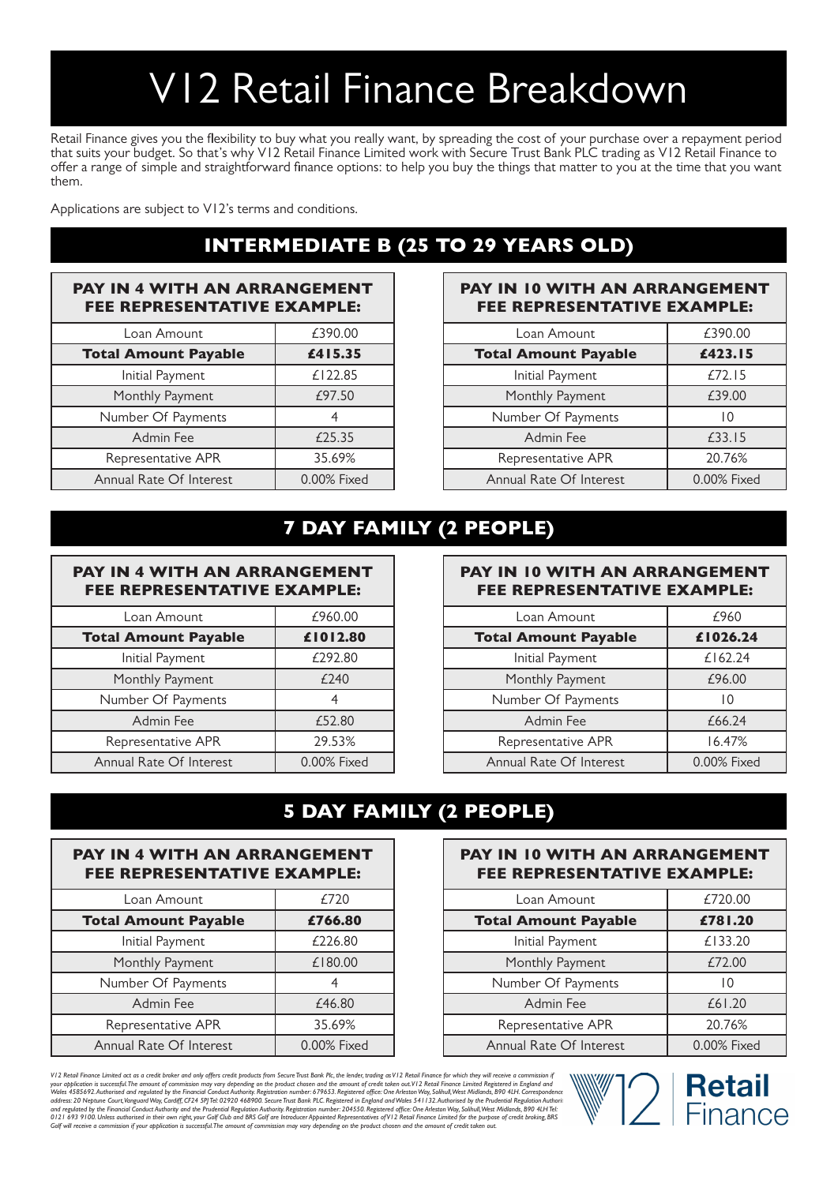# V12 Retail Finance Breakdown

Retail Finance gives you the flexibility to buy what you really want, by spreading the cost of your purchase over a repayment period that suits your budget. So that's why V12 Retail Finance Limited work with Secure Trust Bank PLC trading as V12 Retail Finance to offer a range of simple and straightforward finance options: to help you buy the things that matter to you at the time that you want them.

Applications are subject to V12's terms and conditions.

## INTERMEDIATE B (25 TO 29 YEARS OLD)

| PAY IN 4 WITH AN ARRANGEMENT FEE REPRESENTATIVE EXAMPLE: | |
|---|---|
| Loan Amount | £390.00 |
| **Total Amount Payable** | **£415.35** |
| Initial Payment | £122.85 |
| Monthly Payment | £97.50 |
| Number Of Payments | 4 |
| Admin Fee | £25.35 |
| Representative APR | 35.69% |
| Annual Rate Of Interest | 0.00% Fixed |

| PAY IN 10 WITH AN ARRANGEMENT FEE REPRESENTATIVE EXAMPLE: | |
|---|---|
| Loan Amount | £390.00 |
| **Total Amount Payable** | **£423.15** |
| Initial Payment | £72.15 |
| Monthly Payment | £39.00 |
| Number Of Payments | 10 |
| Admin Fee | £33.15 |
| Representative APR | 20.76% |
| Annual Rate Of Interest | 0.00% Fixed |

## 7 DAY FAMILY (2 PEOPLE)

| PAY IN 4 WITH AN ARRANGEMENT FEE REPRESENTATIVE EXAMPLE: | |
|---|---|
| Loan Amount | £960.00 |
| **Total Amount Payable** | **£1012.80** |
| Initial Payment | £292.80 |
| Monthly Payment | £240 |
| Number Of Payments | 4 |
| Admin Fee | £52.80 |
| Representative APR | 29.53% |
| Annual Rate Of Interest | 0.00% Fixed |

| PAY IN 10 WITH AN ARRANGEMENT FEE REPRESENTATIVE EXAMPLE: | |
|---|---|
| Loan Amount | £960 |
| **Total Amount Payable** | **£1026.24** |
| Initial Payment | £162.24 |
| Monthly Payment | £96.00 |
| Number Of Payments | 10 |
| Admin Fee | £66.24 |
| Representative APR | 16.47% |
| Annual Rate Of Interest | 0.00% Fixed |

## 5 DAY FAMILY (2 PEOPLE)

| PAY IN 4 WITH AN ARRANGEMENT FEE REPRESENTATIVE EXAMPLE: | |
|---|---|
| Loan Amount | £720 |
| **Total Amount Payable** | **£766.80** |
| Initial Payment | £226.80 |
| Monthly Payment | £180.00 |
| Number Of Payments | 4 |
| Admin Fee | £46.80 |
| Representative APR | 35.69% |
| Annual Rate Of Interest | 0.00% Fixed |

| PAY IN 10 WITH AN ARRANGEMENT FEE REPRESENTATIVE EXAMPLE: | |
|---|---|
| Loan Amount | £720.00 |
| **Total Amount Payable** | **£781.20** |
| Initial Payment | £133.20 |
| Monthly Payment | £72.00 |
| Number Of Payments | 10 |
| Admin Fee | £61.20 |
| Representative APR | 20.76% |
| Annual Rate Of Interest | 0.00% Fixed |

*V12 Retail Finance Limited act as a credit broker and only offers credit products from Secure Trust Bank Plc, the lender, trading as V12 Retail Finance for which they will receive a commission if your application is successful. The amount of commission may vary depending on the product chosen and the amount of credit taken out. V12 Retail Finance Limited Registered in England and Wales 4585692 Authorised and regulated by the Financial Conduct Authority. Registration number: 679653. Registered office: One Arleston Way, Solihull, West Midlands, B90 4LH. Correspondence address: 20 Neptune Court, Vanguard Way, Cardiff, CF24 5PJ Tel: 02920 468900. Secure Trust Bank PLC. Registered in England and Wales 541132. Authorised by the Prudential Regulation Authority and regulated by the Financial Conduct Authority and the Prudential Regulation Authority. Registration number: 204550. Registered office: One Arleston Way, Solihull, West Midlands, B90 4LH Tel: 0121 693 9100. Unless authorised in their own right, your Golf Club and BRS Golf are Introducer Appointed Representatives of V12 Retail Finance Limited for the purpose of credit broking, BRS Golf will receive a commission if your application is successful. The amount of commission may vary depending on the product chosen and the amount of credit taken out.*

V12 Retail Finance